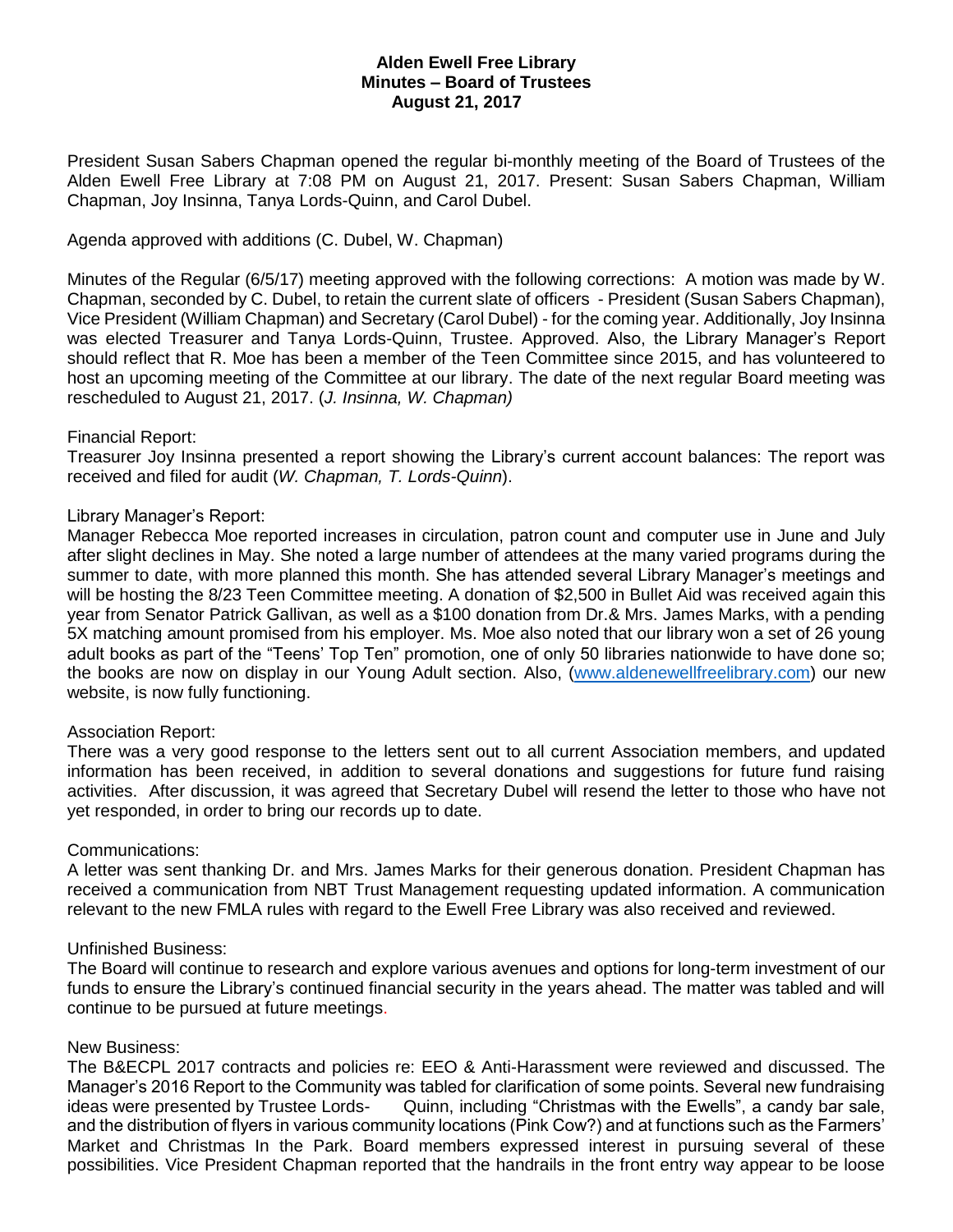# Alden Ewell Free Library
## Minutes – Board of Trustees
### August 21, 2017

President Susan Sabers Chapman opened the regular bi-monthly meeting of the Board of Trustees of the Alden Ewell Free Library at 7:08 PM on August 21, 2017. Present: Susan Sabers Chapman, William Chapman, Joy Insinna, Tanya Lords-Quinn, and Carol Dubel.

Agenda approved with additions (C. Dubel, W. Chapman)

Minutes of the Regular (6/5/17) meeting approved with the following corrections: A motion was made by W. Chapman, seconded by C. Dubel, to retain the current slate of officers - President (Susan Sabers Chapman), Vice President (William Chapman) and Secretary (Carol Dubel) - for the coming year. Additionally, Joy Insinna was elected Treasurer and Tanya Lords-Quinn, Trustee. Approved. Also, the Library Manager's Report should reflect that R. Moe has been a member of the Teen Committee since 2015, and has volunteered to host an upcoming meeting of the Committee at our library. The date of the next regular Board meeting was rescheduled to August 21, 2017. (*J. Insinna, W. Chapman)*

Financial Report:
Treasurer Joy Insinna presented a report showing the Library's current account balances: The report was received and filed for audit (*W. Chapman, T. Lords-Quinn*).

Library Manager's Report:
Manager Rebecca Moe reported increases in circulation, patron count and computer use in June and July after slight declines in May. She noted a large number of attendees at the many varied programs during the summer to date, with more planned this month. She has attended several Library Manager's meetings and will be hosting the 8/23 Teen Committee meeting. A donation of $2,500 in Bullet Aid was received again this year from Senator Patrick Gallivan, as well as a $100 donation from Dr.& Mrs. James Marks, with a pending 5X matching amount promised from his employer. Ms. Moe also noted that our library won a set of 26 young adult books as part of the "Teens' Top Ten" promotion, one of only 50 libraries nationwide to have done so; the books are now on display in our Young Adult section. Also, (www.aldenewellfreelibrary.com) our new website, is now fully functioning.

Association Report:
There was a very good response to the letters sent out to all current Association members, and updated information has been received, in addition to several donations and suggestions for future fund raising activities. After discussion, it was agreed that Secretary Dubel will resend the letter to those who have not yet responded, in order to bring our records up to date.

Communications:
A letter was sent thanking Dr. and Mrs. James Marks for their generous donation. President Chapman has received a communication from NBT Trust Management requesting updated information. A communication relevant to the new FMLA rules with regard to the Ewell Free Library was also received and reviewed.

Unfinished Business:
The Board will continue to research and explore various avenues and options for long-term investment of our funds to ensure the Library's continued financial security in the years ahead. The matter was tabled and will continue to be pursued at future meetings.

New Business:
The B&ECPL 2017 contracts and policies re: EEO & Anti-Harassment were reviewed and discussed. The Manager's 2016 Report to the Community was tabled for clarification of some points. Several new fundraising ideas were presented by Trustee Lords- Quinn, including "Christmas with the Ewells", a candy bar sale, and the distribution of flyers in various community locations (Pink Cow?) and at functions such as the Farmers' Market and Christmas In the Park. Board members expressed interest in pursuing several of these possibilities. Vice President Chapman reported that the handrails in the front entry way appear to be loose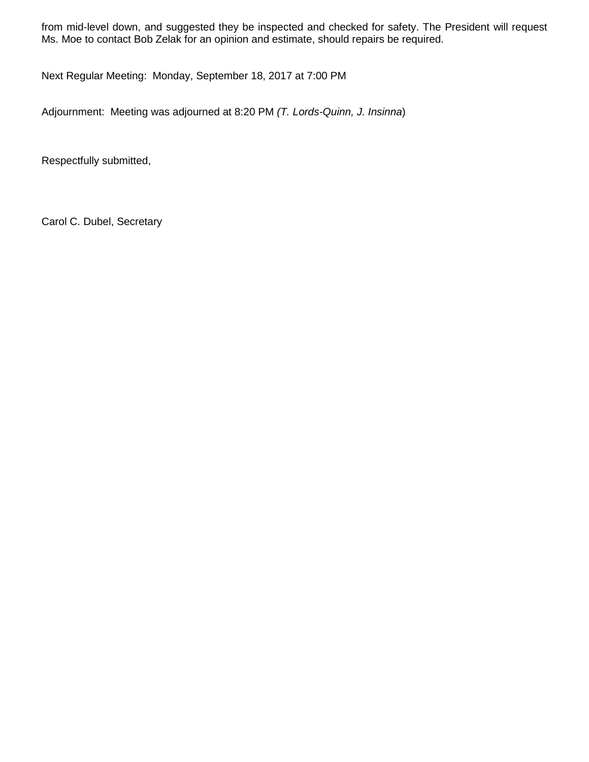from mid-level down, and suggested they be inspected and checked for safety. The President will request Ms. Moe to contact Bob Zelak for an opinion and estimate, should repairs be required.

Next Regular Meeting: Monday, September 18, 2017 at 7:00 PM

Adjournment: Meeting was adjourned at 8:20 PM *(T. Lords-Quinn, J. Insinna)*

Respectfully submitted,

Carol C. Dubel, Secretary